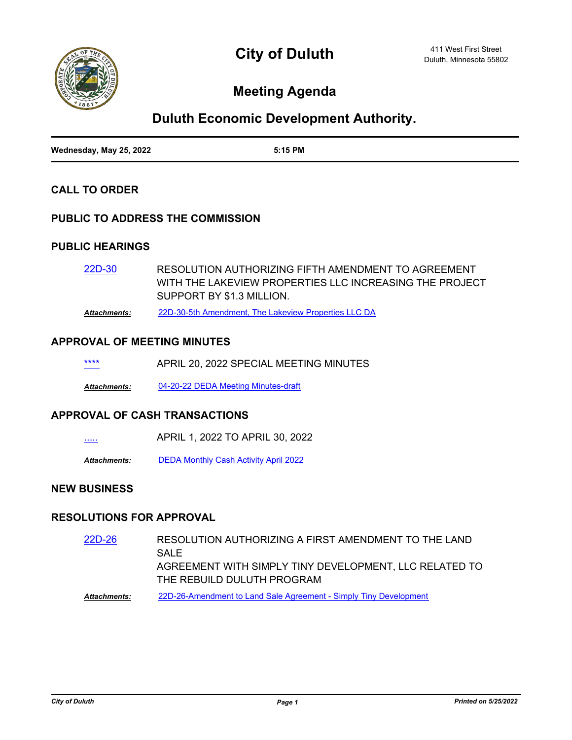# City of Duluth

411 West First Street
Duluth, Minnesota 55802

## Meeting Agenda

## Duluth Economic Development Authority.

**Wednesday, May 25, 2022** **5:15 PM**

### CALL TO ORDER

### PUBLIC TO ADDRESS THE COMMISSION

### PUBLIC HEARINGS

22D-30 RESOLUTION AUTHORIZING FIFTH AMENDMENT TO AGREEMENT WITH THE LAKEVIEW PROPERTIES LLC INCREASING THE PROJECT SUPPORT BY $1.3 MILLION.

***Attachments:*** 22D-30-5th Amendment, The Lakeview Properties LLC DA

### APPROVAL OF MEETING MINUTES

**** APRIL 20, 2022 SPECIAL MEETING MINUTES

***Attachments:*** 04-20-22 DEDA Meeting Minutes-draft

### APPROVAL OF CASH TRANSACTIONS

..... APRIL 1, 2022 TO APRIL 30, 2022

***Attachments:*** DEDA Monthly Cash Activity April 2022

### NEW BUSINESS

### RESOLUTIONS FOR APPROVAL

22D-26 RESOLUTION AUTHORIZING A FIRST AMENDMENT TO THE LAND SALE
AGREEMENT WITH SIMPLY TINY DEVELOPMENT, LLC RELATED TO THE REBUILD DULUTH PROGRAM

***Attachments:*** 22D-26-Amendment to Land Sale Agreement - Simply Tiny Development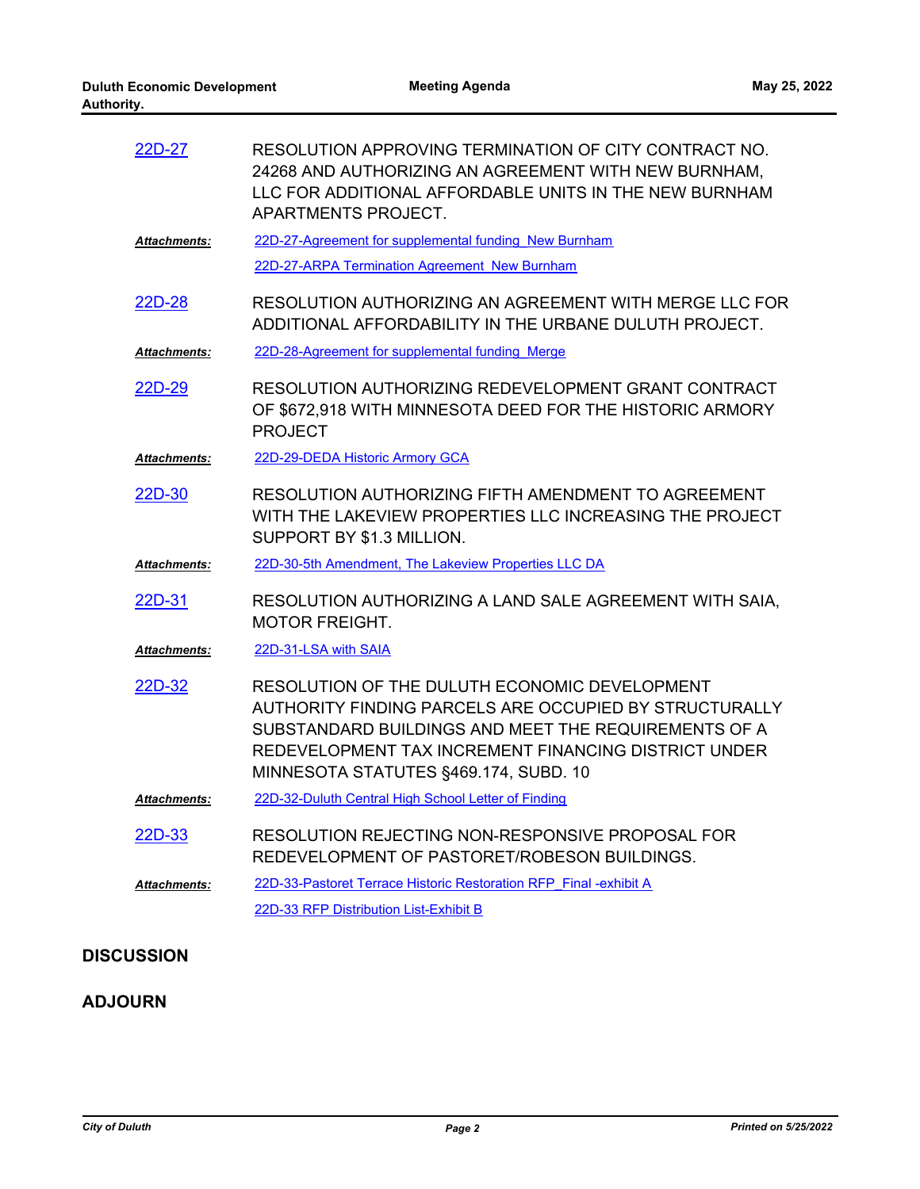22D-27 RESOLUTION APPROVING TERMINATION OF CITY CONTRACT NO. 24268 AND AUTHORIZING AN AGREEMENT WITH NEW BURNHAM, LLC FOR ADDITIONAL AFFORDABLE UNITS IN THE NEW BURNHAM APARTMENTS PROJECT.

***Attachments:*** 22D-27-Agreement for supplemental funding_New Burnham
22D-27-ARPA Termination Agreement_New Burnham

22D-28 RESOLUTION AUTHORIZING AN AGREEMENT WITH MERGE LLC FOR ADDITIONAL AFFORDABILITY IN THE URBANE DULUTH PROJECT.

***Attachments:*** 22D-28-Agreement for supplemental funding_Merge

22D-29 RESOLUTION AUTHORIZING REDEVELOPMENT GRANT CONTRACT OF $672,918 WITH MINNESOTA DEED FOR THE HISTORIC ARMORY PROJECT

***Attachments:*** 22D-29-DEDA Historic Armory GCA

22D-30 RESOLUTION AUTHORIZING FIFTH AMENDMENT TO AGREEMENT WITH THE LAKEVIEW PROPERTIES LLC INCREASING THE PROJECT SUPPORT BY $1.3 MILLION.

***Attachments:*** 22D-30-5th Amendment, The Lakeview Properties LLC DA

22D-31 RESOLUTION AUTHORIZING A LAND SALE AGREEMENT WITH SAIA, MOTOR FREIGHT.

***Attachments:*** 22D-31-LSA with SAIA

22D-32 RESOLUTION OF THE DULUTH ECONOMIC DEVELOPMENT AUTHORITY FINDING PARCELS ARE OCCUPIED BY STRUCTURALLY SUBSTANDARD BUILDINGS AND MEET THE REQUIREMENTS OF A REDEVELOPMENT TAX INCREMENT FINANCING DISTRICT UNDER MINNESOTA STATUTES §469.174, SUBD. 10

***Attachments:*** 22D-32-Duluth Central High School Letter of Finding

22D-33 RESOLUTION REJECTING NON-RESPONSIVE PROPOSAL FOR REDEVELOPMENT OF PASTORET/ROBESON BUILDINGS.

***Attachments:*** 22D-33-Pastoret Terrace Historic Restoration RFP_Final -exhibit A
22D-33 RFP Distribution List-Exhibit B

## DISCUSSION

## ADJOURN